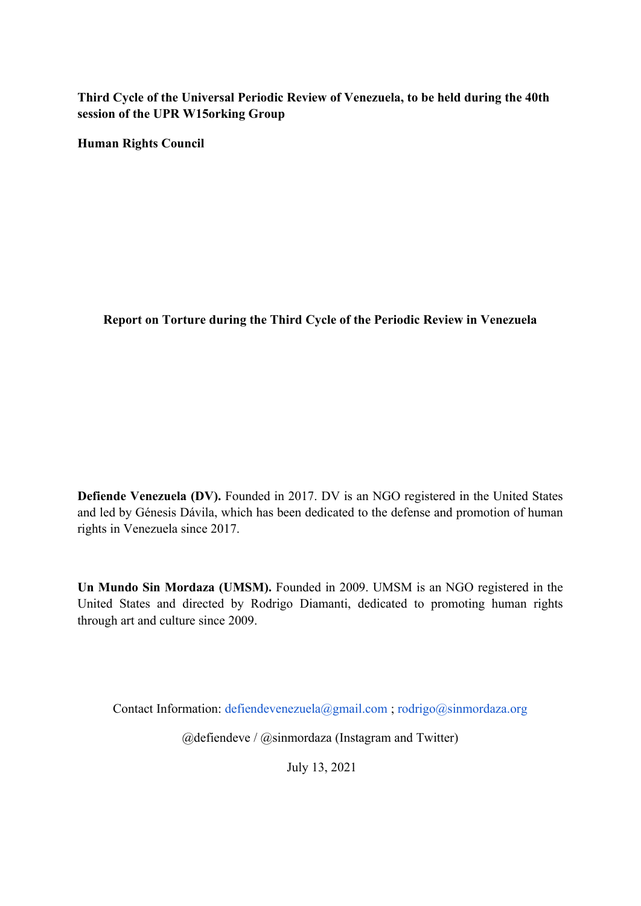**Third Cycle of the Universal Periodic Review of Venezuela, to be held during the 40th session of the UPR W15orking Group**

**Human Rights Council**

**Report on Torture during the Third Cycle of the Periodic Review in Venezuela**

**Defiende Venezuela (DV).** Founded in 2017. DV is an NGO registered in the United States and led by Génesis Dávila, which has been dedicated to the defense and promotion of human rights in Venezuela since 2017.

**Un Mundo Sin Mordaza (UMSM).** Founded in 2009. UMSM is an NGO registered in the United States and directed by Rodrigo Diamanti, dedicated to promoting human rights through art and culture since 2009.

Contact Information: defiendevenezuela@gmail.com ; rodrigo@sinmordaza.org

@defiendeve / @sinmordaza (Instagram and Twitter)

July 13, 2021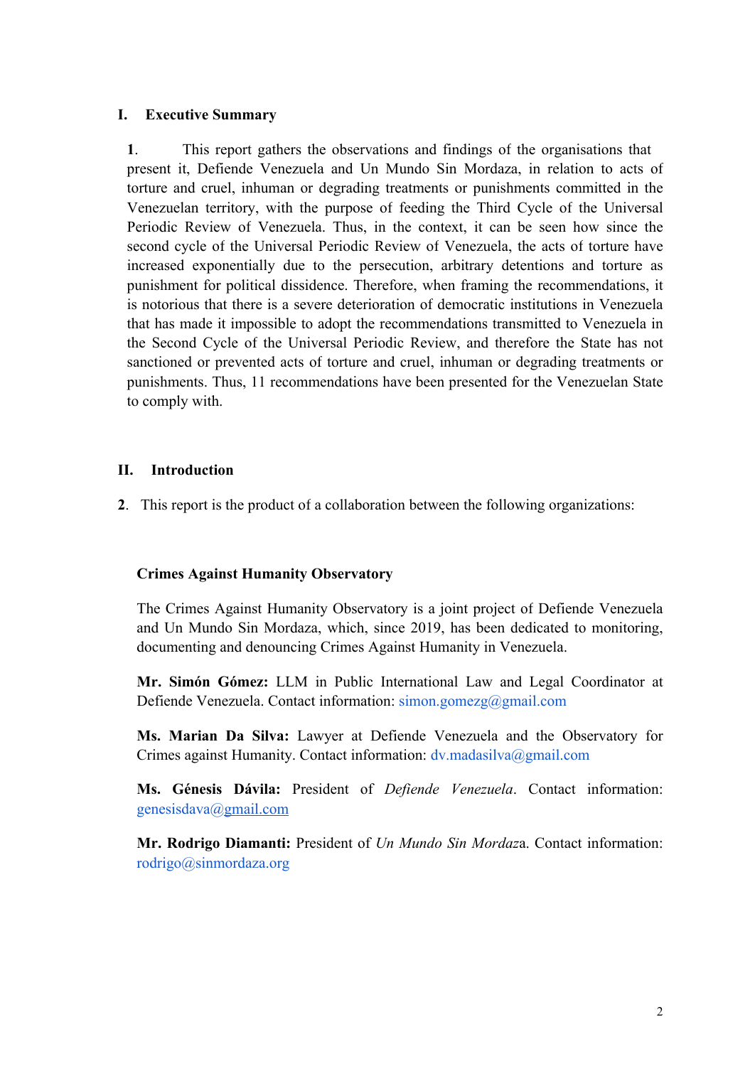## I. Executive Summary

**1**. This report gathers the observations and findings of the organisations that present it, Defiende Venezuela and Un Mundo Sin Mordaza, in relation to acts of torture and cruel, inhuman or degrading treatments or punishments committed in the Venezuelan territory, with the purpose of feeding the Third Cycle of the Universal Periodic Review of Venezuela. Thus, in the context, it can be seen how since the second cycle of the Universal Periodic Review of Venezuela, the acts of torture have increased exponentially due to the persecution, arbitrary detentions and torture as punishment for political dissidence. Therefore, when framing the recommendations, it is notorious that there is a severe deterioration of democratic institutions in Venezuela that has made it impossible to adopt the recommendations transmitted to Venezuela in the Second Cycle of the Universal Periodic Review, and therefore the State has not sanctioned or prevented acts of torture and cruel, inhuman or degrading treatments or punishments. Thus, 11 recommendations have been presented for the Venezuelan State to comply with.

## II. Introduction

**2**. This report is the product of a collaboration between the following organizations:

**Crimes Against Humanity Observatory**

The Crimes Against Humanity Observatory is a joint project of Defiende Venezuela and Un Mundo Sin Mordaza, which, since 2019, has been dedicated to monitoring, documenting and denouncing Crimes Against Humanity in Venezuela.

**Mr. Simón Gómez:** LLM in Public International Law and Legal Coordinator at Defiende Venezuela. Contact information: simon.gomezg@gmail.com

**Ms. Marian Da Silva:** Lawyer at Defiende Venezuela and the Observatory for Crimes against Humanity. Contact information: dv.madasilva@gmail.com

**Ms. Génesis Dávila:** President of *Defiende Venezuela*. Contact information: genesisdava@gmail.com

**Mr. Rodrigo Diamanti:** President of *Un Mundo Sin Mordaz*a. Contact information: rodrigo@sinmordaza.org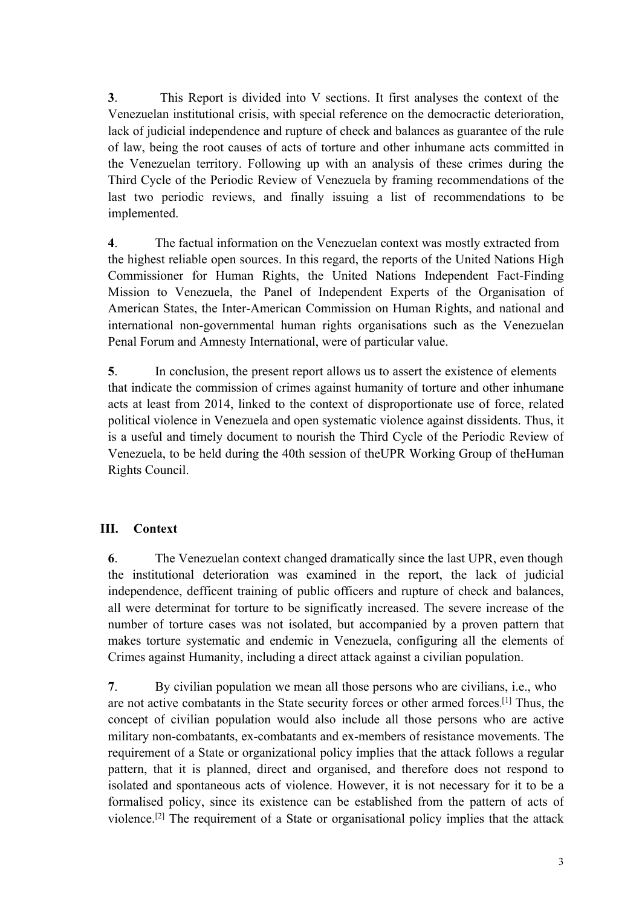**3**. This Report is divided into V sections. It first analyses the context of the Venezuelan institutional crisis, with special reference on the democractic deterioration, lack of judicial independence and rupture of check and balances as guarantee of the rule of law, being the root causes of acts of torture and other inhumane acts committed in the Venezuelan territory. Following up with an analysis of these crimes during the Third Cycle of the Periodic Review of Venezuela by framing recommendations of the last two periodic reviews, and finally issuing a list of recommendations to be implemented.

**4**. The factual information on the Venezuelan context was mostly extracted from the highest reliable open sources. In this regard, the reports of the United Nations High Commissioner for Human Rights, the United Nations Independent Fact-Finding Mission to Venezuela, the Panel of Independent Experts of the Organisation of American States, the Inter-American Commission on Human Rights, and national and international non-governmental human rights organisations such as the Venezuelan Penal Forum and Amnesty International, were of particular value.

**5**. In conclusion, the present report allows us to assert the existence of elements that indicate the commission of crimes against humanity of torture and other inhumane acts at least from 2014, linked to the context of disproportionate use of force, related political violence in Venezuela and open systematic violence against dissidents. Thus, it is a useful and timely document to nourish the Third Cycle of the Periodic Review of Venezuela, to be held during the 40th session of theUPR Working Group of theHuman Rights Council.

## III. Context

**6**. The Venezuelan context changed dramatically since the last UPR, even though the institutional deterioration was examined in the report, the lack of judicial independence, defficent training of public officers and rupture of check and balances, all were determinat for torture to be significatly increased. The severe increase of the number of torture cases was not isolated, but accompanied by a proven pattern that makes torture systematic and endemic in Venezuela, configuring all the elements of Crimes against Humanity, including a direct attack against a civilian population.

**7**. By civilian population we mean all those persons who are civilians, i.e., who are not active combatants in the State security forces or other armed forces.[1] Thus, the concept of civilian population would also include all those persons who are active military non-combatants, ex-combatants and ex-members of resistance movements. The requirement of a State or organizational policy implies that the attack follows a regular pattern, that it is planned, direct and organised, and therefore does not respond to isolated and spontaneous acts of violence. However, it is not necessary for it to be a formalised policy, since its existence can be established from the pattern of acts of violence.[2] The requirement of a State or organisational policy implies that the attack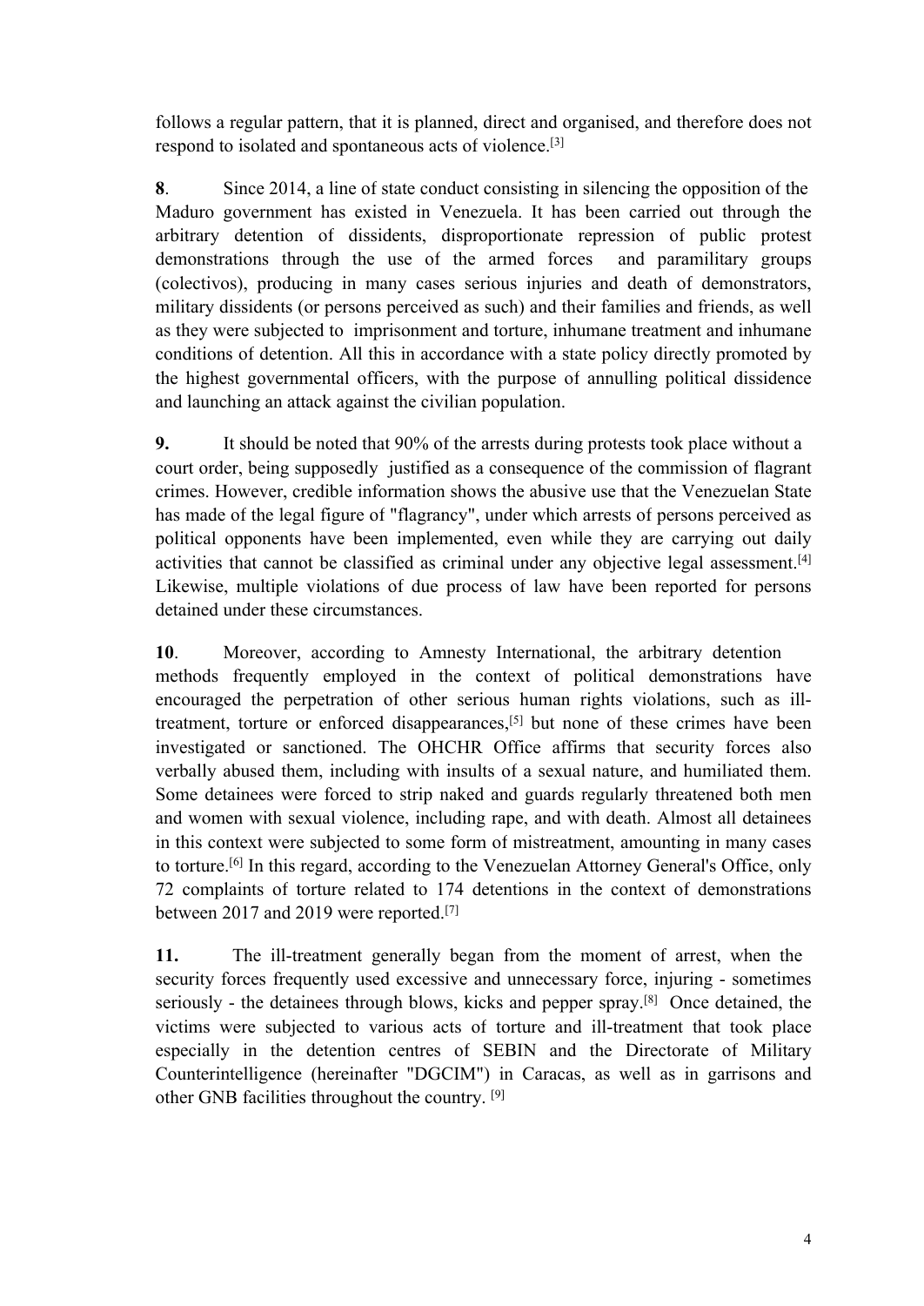follows a regular pattern, that it is planned, direct and organised, and therefore does not respond to isolated and spontaneous acts of violence.[3]

**8**. Since 2014, a line of state conduct consisting in silencing the opposition of the Maduro government has existed in Venezuela. It has been carried out through the arbitrary detention of dissidents, disproportionate repression of public protest demonstrations through the use of the armed forces and paramilitary groups (colectivos), producing in many cases serious injuries and death of demonstrators, military dissidents (or persons perceived as such) and their families and friends, as well as they were subjected to imprisonment and torture, inhumane treatment and inhumane conditions of detention. All this in accordance with a state policy directly promoted by the highest governmental officers, with the purpose of annulling political dissidence and launching an attack against the civilian population.

**9.** It should be noted that 90% of the arrests during protests took place without a court order, being supposedly justified as a consequence of the commission of flagrant crimes. However, credible information shows the abusive use that the Venezuelan State has made of the legal figure of "flagrancy", under which arrests of persons perceived as political opponents have been implemented, even while they are carrying out daily activities that cannot be classified as criminal under any objective legal assessment.[4] Likewise, multiple violations of due process of law have been reported for persons detained under these circumstances.

**10**. Moreover, according to Amnesty International, the arbitrary detention methods frequently employed in the context of political demonstrations have encouraged the perpetration of other serious human rights violations, such as ill-treatment, torture or enforced disappearances,[5] but none of these crimes have been investigated or sanctioned. The OHCHR Office affirms that security forces also verbally abused them, including with insults of a sexual nature, and humiliated them. Some detainees were forced to strip naked and guards regularly threatened both men and women with sexual violence, including rape, and with death. Almost all detainees in this context were subjected to some form of mistreatment, amounting in many cases to torture.[6] In this regard, according to the Venezuelan Attorney General's Office, only 72 complaints of torture related to 174 detentions in the context of demonstrations between 2017 and 2019 were reported.[7]

**11.** The ill-treatment generally began from the moment of arrest, when the security forces frequently used excessive and unnecessary force, injuring - sometimes seriously - the detainees through blows, kicks and pepper spray.[8] Once detained, the victims were subjected to various acts of torture and ill-treatment that took place especially in the detention centres of SEBIN and the Directorate of Military Counterintelligence (hereinafter "DGCIM") in Caracas, as well as in garrisons and other GNB facilities throughout the country. [9]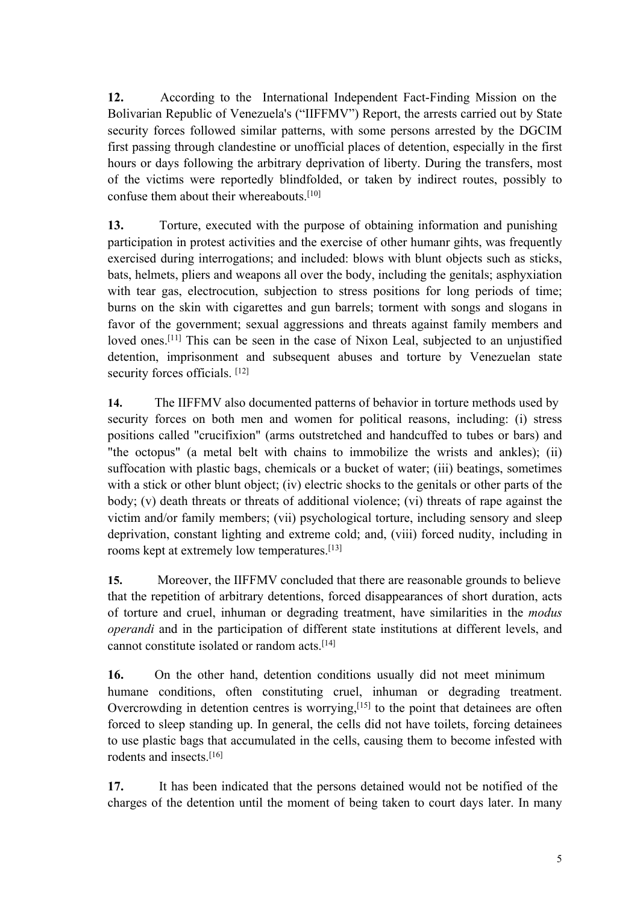**12.** According to the International Independent Fact-Finding Mission on the Bolivarian Republic of Venezuela's ("IIFFMV") Report, the arrests carried out by State security forces followed similar patterns, with some persons arrested by the DGCIM first passing through clandestine or unofficial places of detention, especially in the first hours or days following the arbitrary deprivation of liberty. During the transfers, most of the victims were reportedly blindfolded, or taken by indirect routes, possibly to confuse them about their whereabouts.[10]

**13.** Torture, executed with the purpose of obtaining information and punishing participation in protest activities and the exercise of other humanr gihts, was frequently exercised during interrogations; and included: blows with blunt objects such as sticks, bats, helmets, pliers and weapons all over the body, including the genitals; asphyxiation with tear gas, electrocution, subjection to stress positions for long periods of time; burns on the skin with cigarettes and gun barrels; torment with songs and slogans in favor of the government; sexual aggressions and threats against family members and loved ones.[11] This can be seen in the case of Nixon Leal, subjected to an unjustified detention, imprisonment and subsequent abuses and torture by Venezuelan state security forces officials. [12]

**14.** The IIFFMV also documented patterns of behavior in torture methods used by security forces on both men and women for political reasons, including: (i) stress positions called "crucifixion" (arms outstretched and handcuffed to tubes or bars) and "the octopus" (a metal belt with chains to immobilize the wrists and ankles); (ii) suffocation with plastic bags, chemicals or a bucket of water; (iii) beatings, sometimes with a stick or other blunt object; (iv) electric shocks to the genitals or other parts of the body; (v) death threats or threats of additional violence; (vi) threats of rape against the victim and/or family members; (vii) psychological torture, including sensory and sleep deprivation, constant lighting and extreme cold; and, (viii) forced nudity, including in rooms kept at extremely low temperatures.[13]

**15.** Moreover, the IIFFMV concluded that there are reasonable grounds to believe that the repetition of arbitrary detentions, forced disappearances of short duration, acts of torture and cruel, inhuman or degrading treatment, have similarities in the *modus operandi* and in the participation of different state institutions at different levels, and cannot constitute isolated or random acts.[14]

**16.** On the other hand, detention conditions usually did not meet minimum humane conditions, often constituting cruel, inhuman or degrading treatment. Overcrowding in detention centres is worrying,[15] to the point that detainees are often forced to sleep standing up. In general, the cells did not have toilets, forcing detainees to use plastic bags that accumulated in the cells, causing them to become infested with rodents and insects.[16]

**17.** It has been indicated that the persons detained would not be notified of the charges of the detention until the moment of being taken to court days later. In many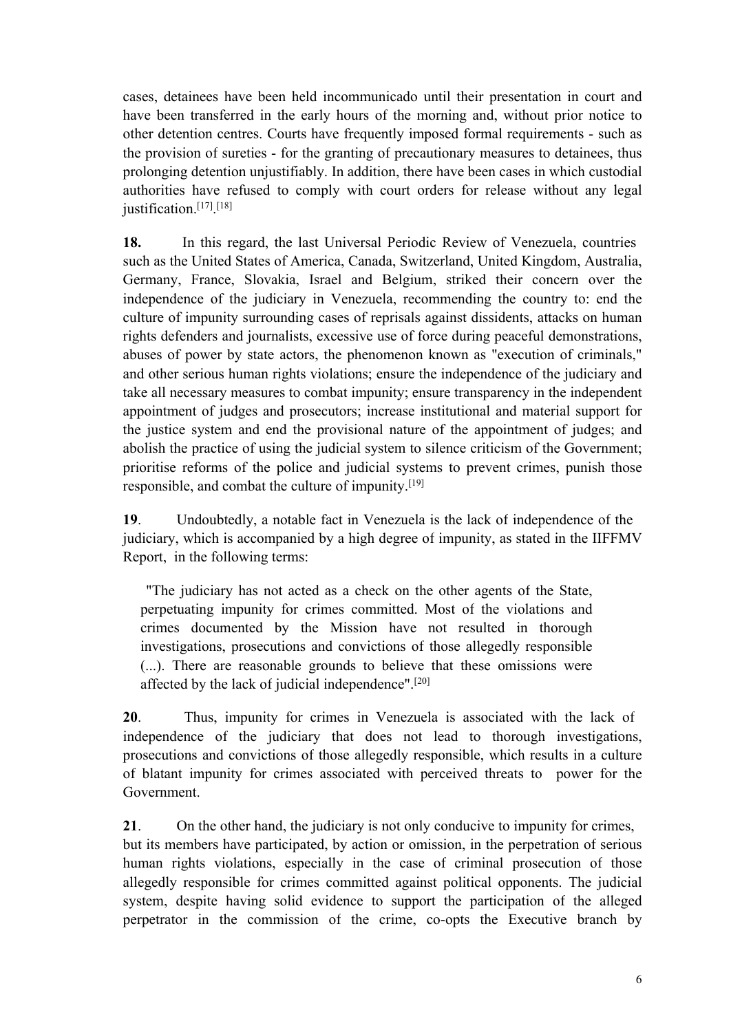cases, detainees have been held incommunicado until their presentation in court and have been transferred in the early hours of the morning and, without prior notice to other detention centres. Courts have frequently imposed formal requirements - such as the provision of sureties - for the granting of precautionary measures to detainees, thus prolonging detention unjustifiably. In addition, there have been cases in which custodial authorities have refused to comply with court orders for release without any legal justification.[17].[18]

**18.** In this regard, the last Universal Periodic Review of Venezuela, countries such as the United States of America, Canada, Switzerland, United Kingdom, Australia, Germany, France, Slovakia, Israel and Belgium, striked their concern over the independence of the judiciary in Venezuela, recommending the country to: end the culture of impunity surrounding cases of reprisals against dissidents, attacks on human rights defenders and journalists, excessive use of force during peaceful demonstrations, abuses of power by state actors, the phenomenon known as "execution of criminals," and other serious human rights violations; ensure the independence of the judiciary and take all necessary measures to combat impunity; ensure transparency in the independent appointment of judges and prosecutors; increase institutional and material support for the justice system and end the provisional nature of the appointment of judges; and abolish the practice of using the judicial system to silence criticism of the Government; prioritise reforms of the police and judicial systems to prevent crimes, punish those responsible, and combat the culture of impunity.[19]

**19**. Undoubtedly, a notable fact in Venezuela is the lack of independence of the judiciary, which is accompanied by a high degree of impunity, as stated in the IIFFMV Report, in the following terms:

> "The judiciary has not acted as a check on the other agents of the State, perpetuating impunity for crimes committed. Most of the violations and crimes documented by the Mission have not resulted in thorough investigations, prosecutions and convictions of those allegedly responsible (...). There are reasonable grounds to believe that these omissions were affected by the lack of judicial independence".[20]

**20**. Thus, impunity for crimes in Venezuela is associated with the lack of independence of the judiciary that does not lead to thorough investigations, prosecutions and convictions of those allegedly responsible, which results in a culture of blatant impunity for crimes associated with perceived threats to power for the Government.

**21**. On the other hand, the judiciary is not only conducive to impunity for crimes, but its members have participated, by action or omission, in the perpetration of serious human rights violations, especially in the case of criminal prosecution of those allegedly responsible for crimes committed against political opponents. The judicial system, despite having solid evidence to support the participation of the alleged perpetrator in the commission of the crime, co-opts the Executive branch by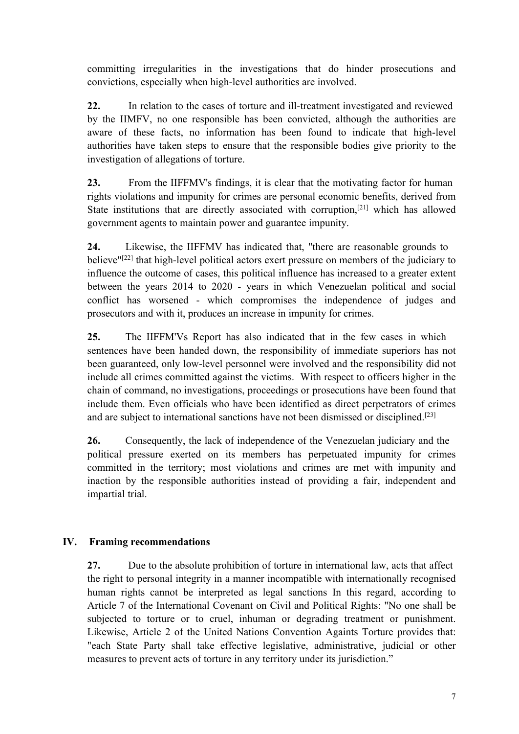committing irregularities in the investigations that do hinder prosecutions and convictions, especially when high-level authorities are involved.

**22.** In relation to the cases of torture and ill-treatment investigated and reviewed by the IIMFV, no one responsible has been convicted, although the authorities are aware of these facts, no information has been found to indicate that high-level authorities have taken steps to ensure that the responsible bodies give priority to the investigation of allegations of torture.

**23.** From the IIFFMV's findings, it is clear that the motivating factor for human rights violations and impunity for crimes are personal economic benefits, derived from State institutions that are directly associated with corruption,[21] which has allowed government agents to maintain power and guarantee impunity.

**24.** Likewise, the IIFFMV has indicated that, "there are reasonable grounds to believe"[22] that high-level political actors exert pressure on members of the judiciary to influence the outcome of cases, this political influence has increased to a greater extent between the years 2014 to 2020 - years in which Venezuelan political and social conflict has worsened - which compromises the independence of judges and prosecutors and with it, produces an increase in impunity for crimes.

**25.** The IIFFM'Vs Report has also indicated that in the few cases in which sentences have been handed down, the responsibility of immediate superiors has not been guaranteed, only low-level personnel were involved and the responsibility did not include all crimes committed against the victims. With respect to officers higher in the chain of command, no investigations, proceedings or prosecutions have been found that include them. Even officials who have been identified as direct perpetrators of crimes and are subject to international sanctions have not been dismissed or disciplined.[23]

**26.** Consequently, the lack of independence of the Venezuelan judiciary and the political pressure exerted on its members has perpetuated impunity for crimes committed in the territory; most violations and crimes are met with impunity and inaction by the responsible authorities instead of providing a fair, independent and impartial trial.

## IV. Framing recommendations

**27.** Due to the absolute prohibition of torture in international law, acts that affect the right to personal integrity in a manner incompatible with internationally recognised human rights cannot be interpreted as legal sanctions In this regard, according to Article 7 of the International Covenant on Civil and Political Rights: "No one shall be subjected to torture or to cruel, inhuman or degrading treatment or punishment. Likewise, Article 2 of the United Nations Convention Againts Torture provides that: "each State Party shall take effective legislative, administrative, judicial or other measures to prevent acts of torture in any territory under its jurisdiction."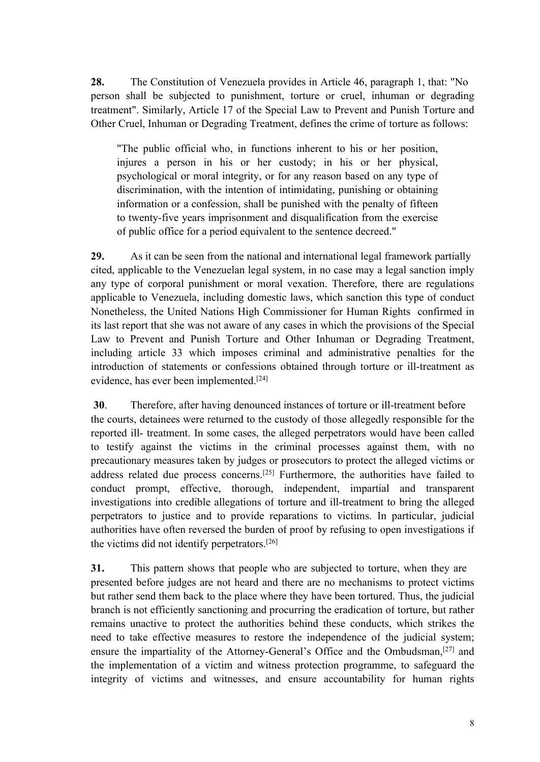**28.** The Constitution of Venezuela provides in Article 46, paragraph 1, that: "No person shall be subjected to punishment, torture or cruel, inhuman or degrading treatment". Similarly, Article 17 of the Special Law to Prevent and Punish Torture and Other Cruel, Inhuman or Degrading Treatment, defines the crime of torture as follows:

> "The public official who, in functions inherent to his or her position, injures a person in his or her custody; in his or her physical, psychological or moral integrity, or for any reason based on any type of discrimination, with the intention of intimidating, punishing or obtaining information or a confession, shall be punished with the penalty of fifteen to twenty-five years imprisonment and disqualification from the exercise of public office for a period equivalent to the sentence decreed."

**29.** As it can be seen from the national and international legal framework partially cited, applicable to the Venezuelan legal system, in no case may a legal sanction imply any type of corporal punishment or moral vexation. Therefore, there are regulations applicable to Venezuela, including domestic laws, which sanction this type of conduct Nonetheless, the United Nations High Commissioner for Human Rights confirmed in its last report that she was not aware of any cases in which the provisions of the Special Law to Prevent and Punish Torture and Other Inhuman or Degrading Treatment, including article 33 which imposes criminal and administrative penalties for the introduction of statements or confessions obtained through torture or ill-treatment as evidence, has ever been implemented.[24]

**30**. Therefore, after having denounced instances of torture or ill-treatment before the courts, detainees were returned to the custody of those allegedly responsible for the reported ill- treatment. In some cases, the alleged perpetrators would have been called to testify against the victims in the criminal processes against them, with no precautionary measures taken by judges or prosecutors to protect the alleged victims or address related due process concerns.[25] Furthermore, the authorities have failed to conduct prompt, effective, thorough, independent, impartial and transparent investigations into credible allegations of torture and ill-treatment to bring the alleged perpetrators to justice and to provide reparations to victims. In particular, judicial authorities have often reversed the burden of proof by refusing to open investigations if the victims did not identify perpetrators.[26]

**31.** This pattern shows that people who are subjected to torture, when they are presented before judges are not heard and there are no mechanisms to protect victims but rather send them back to the place where they have been tortured. Thus, the judicial branch is not efficiently sanctioning and procurring the eradication of torture, but rather remains unactive to protect the authorities behind these conducts, which strikes the need to take effective measures to restore the independence of the judicial system; ensure the impartiality of the Attorney-General's Office and the Ombudsman,[27] and the implementation of a victim and witness protection programme, to safeguard the integrity of victims and witnesses, and ensure accountability for human rights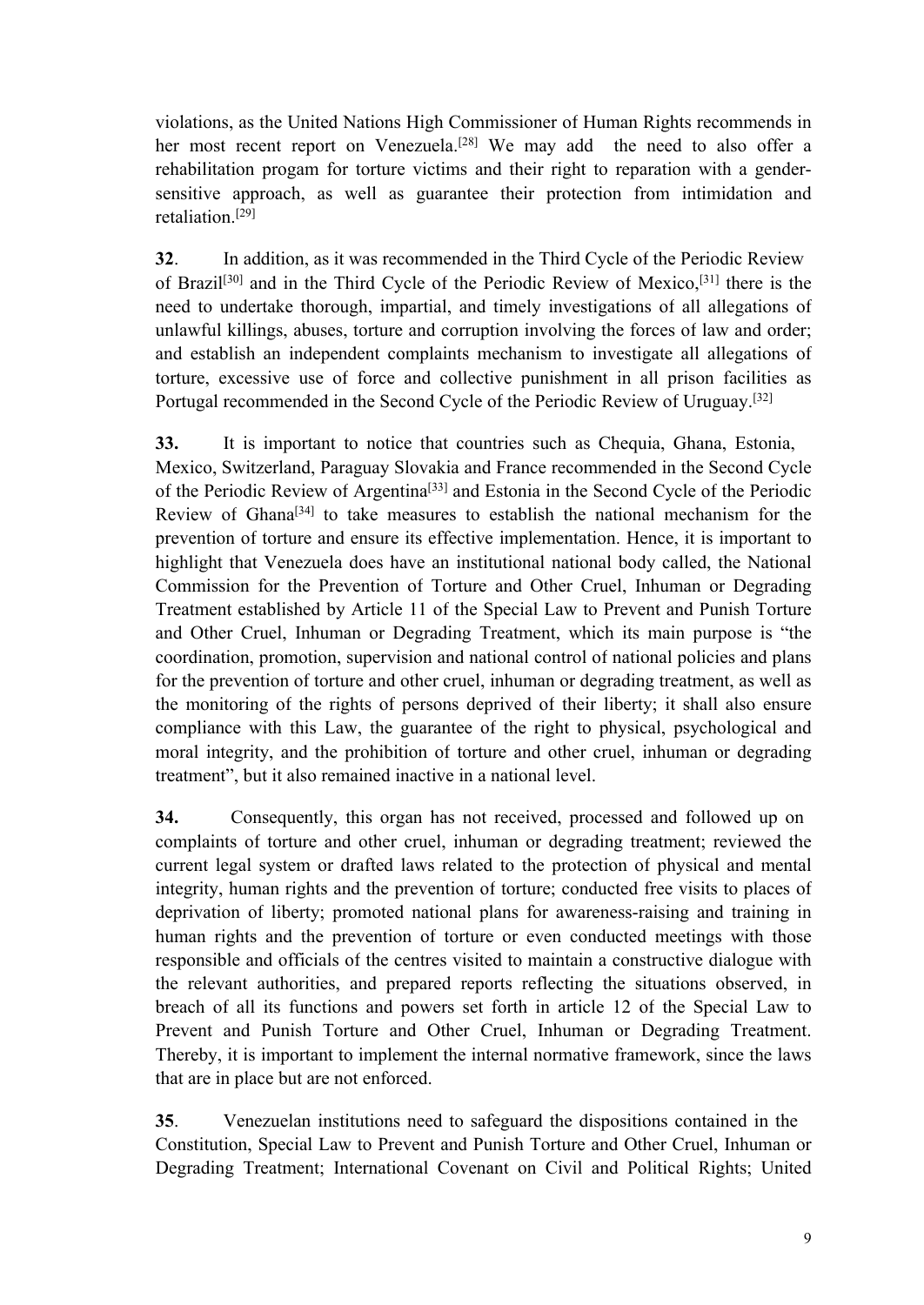violations, as the United Nations High Commissioner of Human Rights recommends in her most recent report on Venezuela.[28] We may add the need to also offer a rehabilitation progam for torture victims and their right to reparation with a gender-sensitive approach, as well as guarantee their protection from intimidation and retaliation.[29]

**32**. In addition, as it was recommended in the Third Cycle of the Periodic Review of Brazil[30] and in the Third Cycle of the Periodic Review of Mexico,[31] there is the need to undertake thorough, impartial, and timely investigations of all allegations of unlawful killings, abuses, torture and corruption involving the forces of law and order; and establish an independent complaints mechanism to investigate all allegations of torture, excessive use of force and collective punishment in all prison facilities as Portugal recommended in the Second Cycle of the Periodic Review of Uruguay.[32]

**33.** It is important to notice that countries such as Chequia, Ghana, Estonia, Mexico, Switzerland, Paraguay Slovakia and France recommended in the Second Cycle of the Periodic Review of Argentina[33] and Estonia in the Second Cycle of the Periodic Review of Ghana[34] to take measures to establish the national mechanism for the prevention of torture and ensure its effective implementation. Hence, it is important to highlight that Venezuela does have an institutional national body called, the National Commission for the Prevention of Torture and Other Cruel, Inhuman or Degrading Treatment established by Article 11 of the Special Law to Prevent and Punish Torture and Other Cruel, Inhuman or Degrading Treatment, which its main purpose is "the coordination, promotion, supervision and national control of national policies and plans for the prevention of torture and other cruel, inhuman or degrading treatment, as well as the monitoring of the rights of persons deprived of their liberty; it shall also ensure compliance with this Law, the guarantee of the right to physical, psychological and moral integrity, and the prohibition of torture and other cruel, inhuman or degrading treatment", but it also remained inactive in a national level.

**34.** Consequently, this organ has not received, processed and followed up on complaints of torture and other cruel, inhuman or degrading treatment; reviewed the current legal system or drafted laws related to the protection of physical and mental integrity, human rights and the prevention of torture; conducted free visits to places of deprivation of liberty; promoted national plans for awareness-raising and training in human rights and the prevention of torture or even conducted meetings with those responsible and officials of the centres visited to maintain a constructive dialogue with the relevant authorities, and prepared reports reflecting the situations observed, in breach of all its functions and powers set forth in article 12 of the Special Law to Prevent and Punish Torture and Other Cruel, Inhuman or Degrading Treatment. Thereby, it is important to implement the internal normative framework, since the laws that are in place but are not enforced.

**35**. Venezuelan institutions need to safeguard the dispositions contained in the Constitution, Special Law to Prevent and Punish Torture and Other Cruel, Inhuman or Degrading Treatment; International Covenant on Civil and Political Rights; United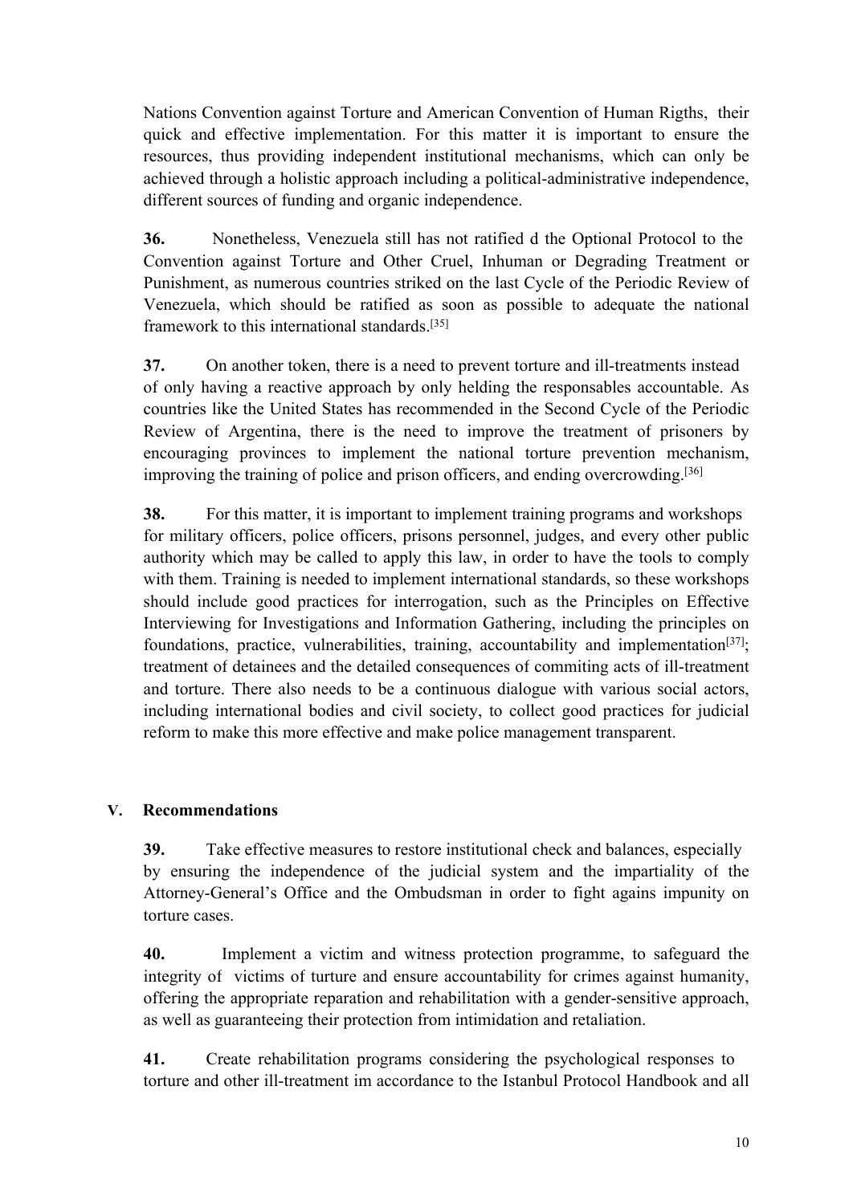Nations Convention against Torture and American Convention of Human Rigths, their quick and effective implementation. For this matter it is important to ensure the resources, thus providing independent institutional mechanisms, which can only be achieved through a holistic approach including a political-administrative independence, different sources of funding and organic independence.

**36.** Nonetheless, Venezuela still has not ratified d the Optional Protocol to the Convention against Torture and Other Cruel, Inhuman or Degrading Treatment or Punishment, as numerous countries striked on the last Cycle of the Periodic Review of Venezuela, which should be ratified as soon as possible to adequate the national framework to this international standards.[35]

**37.** On another token, there is a need to prevent torture and ill-treatments instead of only having a reactive approach by only helding the responsables accountable. As countries like the United States has recommended in the Second Cycle of the Periodic Review of Argentina, there is the need to improve the treatment of prisoners by encouraging provinces to implement the national torture prevention mechanism, improving the training of police and prison officers, and ending overcrowding.[36]

**38.** For this matter, it is important to implement training programs and workshops for military officers, police officers, prisons personnel, judges, and every other public authority which may be called to apply this law, in order to have the tools to comply with them. Training is needed to implement international standards, so these workshops should include good practices for interrogation, such as the Principles on Effective Interviewing for Investigations and Information Gathering, including the principles on foundations, practice, vulnerabilities, training, accountability and implementation[37]; treatment of detainees and the detailed consequences of commiting acts of ill-treatment and torture. There also needs to be a continuous dialogue with various social actors, including international bodies and civil society, to collect good practices for judicial reform to make this more effective and make police management transparent.

## V. Recommendations

**39.** Take effective measures to restore institutional check and balances, especially by ensuring the independence of the judicial system and the impartiality of the Attorney-General's Office and the Ombudsman in order to fight agains impunity on torture cases.

**40.** Implement a victim and witness protection programme, to safeguard the integrity of victims of turture and ensure accountability for crimes against humanity, offering the appropriate reparation and rehabilitation with a gender-sensitive approach, as well as guaranteeing their protection from intimidation and retaliation.

**41.** Create rehabilitation programs considering the psychological responses to torture and other ill-treatment im accordance to the Istanbul Protocol Handbook and all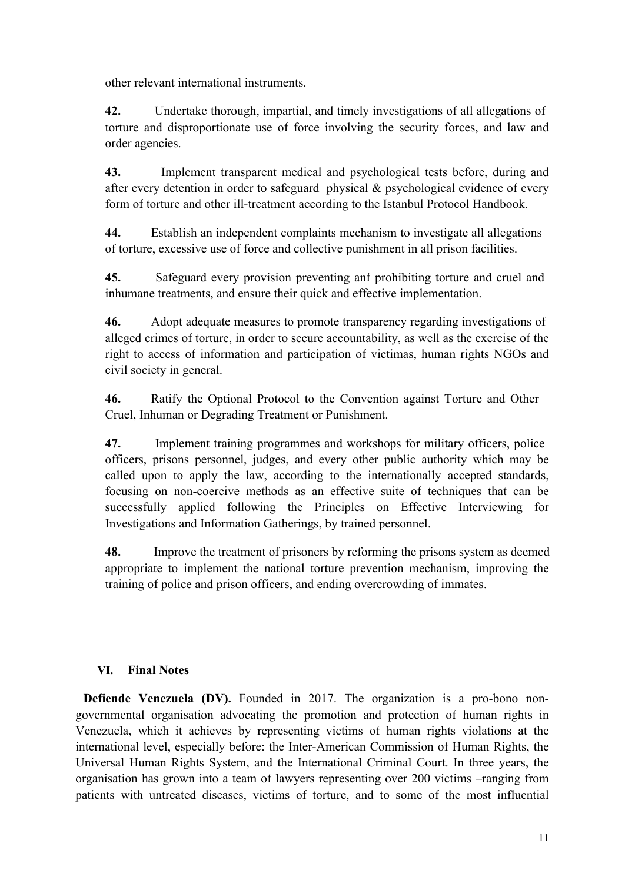other relevant international instruments.

**42.** Undertake thorough, impartial, and timely investigations of all allegations of torture and disproportionate use of force involving the security forces, and law and order agencies.

**43.** Implement transparent medical and psychological tests before, during and after every detention in order to safeguard physical & psychological evidence of every form of torture and other ill-treatment according to the Istanbul Protocol Handbook.

**44.** Establish an independent complaints mechanism to investigate all allegations of torture, excessive use of force and collective punishment in all prison facilities.

**45.** Safeguard every provision preventing anf prohibiting torture and cruel and inhumane treatments, and ensure their quick and effective implementation.

**46.** Adopt adequate measures to promote transparency regarding investigations of alleged crimes of torture, in order to secure accountability, as well as the exercise of the right to access of information and participation of victimas, human rights NGOs and civil society in general.

**46.** Ratify the Optional Protocol to the Convention against Torture and Other Cruel, Inhuman or Degrading Treatment or Punishment.

**47.** Implement training programmes and workshops for military officers, police officers, prisons personnel, judges, and every other public authority which may be called upon to apply the law, according to the internationally accepted standards, focusing on non-coercive methods as an effective suite of techniques that can be successfully applied following the Principles on Effective Interviewing for Investigations and Information Gatherings, by trained personnel.

**48.** Improve the treatment of prisoners by reforming the prisons system as deemed appropriate to implement the national torture prevention mechanism, improving the training of police and prison officers, and ending overcrowding of immates.

## VI. Final Notes

**Defiende Venezuela (DV).** Founded in 2017. The organization is a pro-bono non-governmental organisation advocating the promotion and protection of human rights in Venezuela, which it achieves by representing victims of human rights violations at the international level, especially before: the Inter-American Commission of Human Rights, the Universal Human Rights System, and the International Criminal Court. In three years, the organisation has grown into a team of lawyers representing over 200 victims –ranging from patients with untreated diseases, victims of torture, and to some of the most influential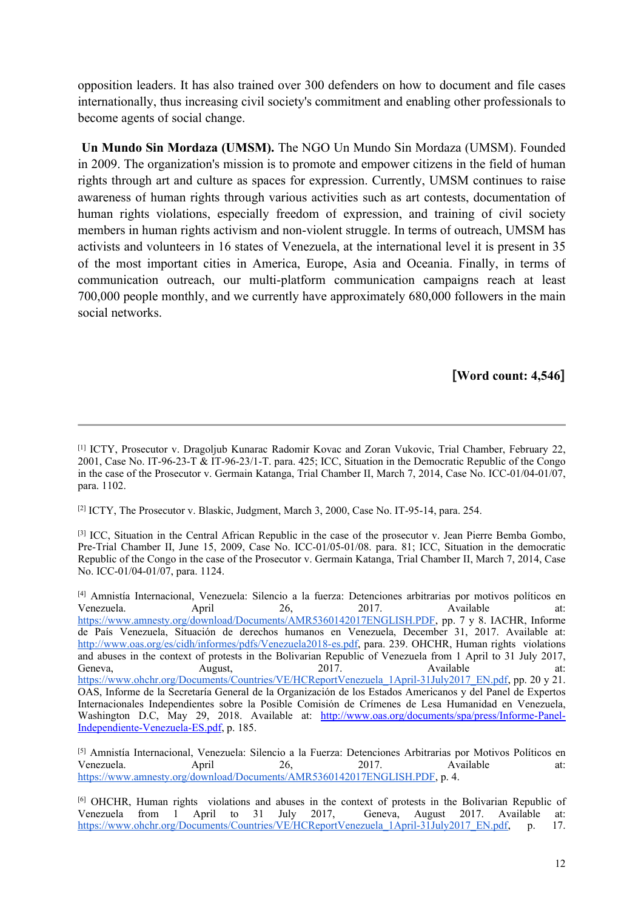opposition leaders. It has also trained over 300 defenders on how to document and file cases internationally, thus increasing civil society's commitment and enabling other professionals to become agents of social change.

**Un Mundo Sin Mordaza (UMSM).** The NGO Un Mundo Sin Mordaza (UMSM). Founded in 2009. The organization's mission is to promote and empower citizens in the field of human rights through art and culture as spaces for expression. Currently, UMSM continues to raise awareness of human rights through various activities such as art contests, documentation of human rights violations, especially freedom of expression, and training of civil society members in human rights activism and non-violent struggle. In terms of outreach, UMSM has activists and volunteers in 16 states of Venezuela, at the international level it is present in 35 of the most important cities in America, Europe, Asia and Oceania. Finally, in terms of communication outreach, our multi-platform communication campaigns reach at least 700,000 people monthly, and we currently have approximately 680,000 followers in the main social networks.

**[Word count: 4,546]**

---

[1] ICTY, Prosecutor v. Dragoljub Kunarac Radomir Kovac and Zoran Vukovic, Trial Chamber, February 22, 2001, Case No. IT-96-23-T & IT-96-23/1-T. para. 425; ICC, Situation in the Democratic Republic of the Congo in the case of the Prosecutor v. Germain Katanga, Trial Chamber II, March 7, 2014, Case No. ICC-01/04-01/07, para. 1102.

[2] ICTY, The Prosecutor v. Blaskic, Judgment, March 3, 2000, Case No. IT-95-14, para. 254.

[3] ICC, Situation in the Central African Republic in the case of the prosecutor v. Jean Pierre Bemba Gombo, Pre-Trial Chamber II, June 15, 2009, Case No. ICC-01/05-01/08. para. 81; ICC, Situation in the democratic Republic of the Congo in the case of the Prosecutor v. Germain Katanga, Trial Chamber II, March 7, 2014, Case No. ICC-01/04-01/07, para. 1124.

[4] Amnistía Internacional, Venezuela: Silencio a la fuerza: Detenciones arbitrarias por motivos políticos en Venezuela. April 26, 2017. Available at: https://www.amnesty.org/download/Documents/AMR5360142017ENGLISH.PDF, pp. 7 y 8. IACHR, Informe de País Venezuela, Situación de derechos humanos en Venezuela, December 31, 2017. Available at: http://www.oas.org/es/cidh/informes/pdfs/Venezuela2018-es.pdf, para. 239. OHCHR, Human rights violations and abuses in the context of protests in the Bolivarian Republic of Venezuela from 1 April to 31 July 2017, Geneva, August, 2017. Available at: https://www.ohchr.org/Documents/Countries/VE/HCReportVenezuela_1April-31July2017_EN.pdf, pp. 20 y 21. OAS, Informe de la Secretaría General de la Organización de los Estados Americanos y del Panel de Expertos Internacionales Independientes sobre la Posible Comisión de Crímenes de Lesa Humanidad en Venezuela, Washington D.C, May 29, 2018. Available at: http://www.oas.org/documents/spa/press/Informe-Panel-Independiente-Venezuela-ES.pdf, p. 185.

[5] Amnistía Internacional, Venezuela: Silencio a la Fuerza: Detenciones Arbitrarias por Motivos Políticos en Venezuela. April 26, 2017. Available at: https://www.amnesty.org/download/Documents/AMR5360142017ENGLISH.PDF, p. 4.

[6] OHCHR, Human rights violations and abuses in the context of protests in the Bolivarian Republic of Venezuela from 1 April to 31 July 2017, Geneva, August 2017. Available at: https://www.ohchr.org/Documents/Countries/VE/HCReportVenezuela_1April-31July2017_EN.pdf, p. 17.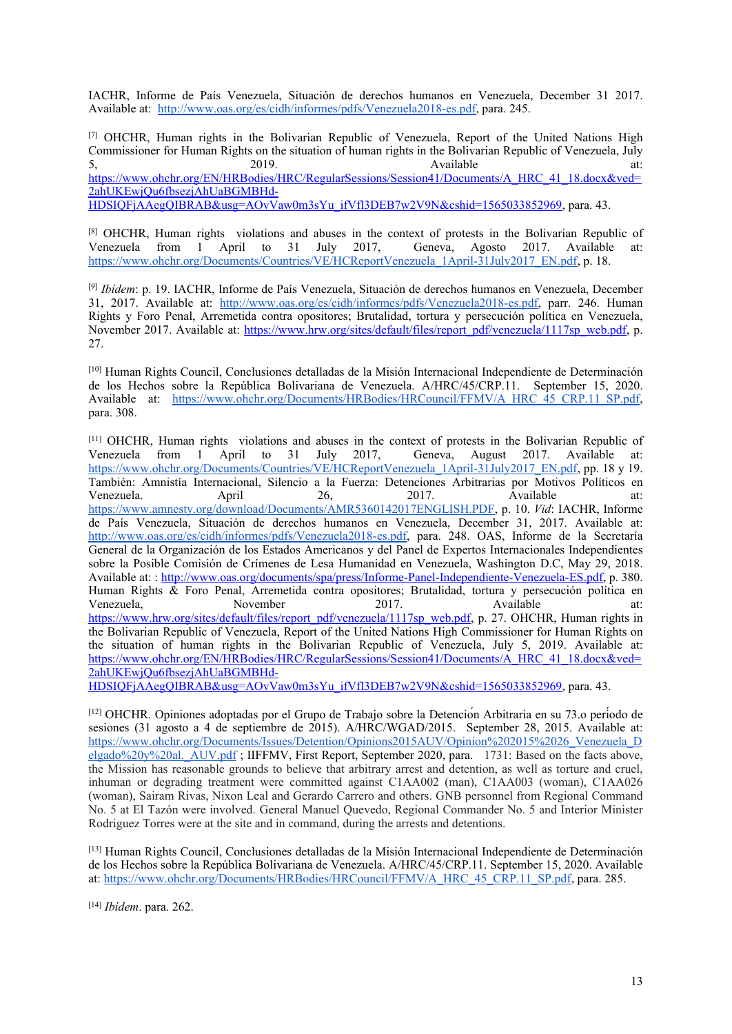IACHR, Informe de País Venezuela, Situación de derechos humanos en Venezuela, December 31 2017. Available at: http://www.oas.org/es/cidh/informes/pdfs/Venezuela2018-es.pdf, para. 245.

[7] OHCHR, Human rights in the Bolivarian Republic of Venezuela, Report of the United Nations High Commissioner for Human Rights on the situation of human rights in the Bolivarian Republic of Venezuela, July 5, 2019. Available at: https://www.ohchr.org/EN/HRBodies/HRC/RegularSessions/Session41/Documents/A_HRC_41_18.docx&ved=2ahUKEwjQu6fbsezjAhUaBGMBHd-HDSIQFjAAegQIBRAB&usg=AOvVaw0m3sYu_ifVfl3DEB7w2V9N&cshid=1565033852969, para. 43.

[8] OHCHR, Human rights violations and abuses in the context of protests in the Bolivarian Republic of Venezuela from 1 April to 31 July 2017, Geneva, Agosto 2017. Available at: https://www.ohchr.org/Documents/Countries/VE/HCReportVenezuela_1April-31July2017_EN.pdf, p. 18.

[9] *Ibídem*: p. 19. IACHR, Informe de País Venezuela, Situación de derechos humanos en Venezuela, December 31, 2017. Available at: http://www.oas.org/es/cidh/informes/pdfs/Venezuela2018-es.pdf, parr. 246. Human Rights y Foro Penal, Arremetida contra opositores; Brutalidad, tortura y persecución política en Venezuela, November 2017. Available at: https://www.hrw.org/sites/default/files/report_pdf/venezuela/1117sp_web.pdf, p. 27.

[10] Human Rights Council, Conclusiones detalladas de la Misión Internacional Independiente de Determinación de los Hechos sobre la República Bolivariana de Venezuela. A/HRC/45/CRP.11. September 15, 2020. Available at: https://www.ohchr.org/Documents/HRBodies/HRCouncil/FFMV/A_HRC_45_CRP.11_SP.pdf, para. 308.

[11] OHCHR, Human rights violations and abuses in the context of protests in the Bolivarian Republic of Venezuela from 1 April to 31 July 2017, Geneva, August 2017. Available at: https://www.ohchr.org/Documents/Countries/VE/HCReportVenezuela_1April-31July2017_EN.pdf, pp. 18 y 19. También: Amnistía Internacional, Silencio a la Fuerza: Detenciones Arbitrarias por Motivos Políticos en Venezuela. April 26, 2017. Available at: https://www.amnesty.org/download/Documents/AMR5360142017ENGLISH.PDF, p. 10. *Vid*: IACHR, Informe de País Venezuela, Situación de derechos humanos en Venezuela, December 31, 2017. Available at: http://www.oas.org/es/cidh/informes/pdfs/Venezuela2018-es.pdf, para. 248. OAS, Informe de la Secretaría General de la Organización de los Estados Americanos y del Panel de Expertos Internacionales Independientes sobre la Posible Comisión de Crímenes de Lesa Humanidad en Venezuela, Washington D.C, May 29, 2018. Available at: : http://www.oas.org/documents/spa/press/Informe-Panel-Independiente-Venezuela-ES.pdf, p. 380. Human Rights & Foro Penal, Arremetida contra opositores; Brutalidad, tortura y persecución política en Venezuela, November 2017. Available at: https://www.hrw.org/sites/default/files/report_pdf/venezuela/1117sp_web.pdf, p. 27. OHCHR, Human rights in the Bolivarian Republic of Venezuela, Report of the United Nations High Commissioner for Human Rights on the situation of human rights in the Bolivarian Republic of Venezuela, July 5, 2019. Available at: https://www.ohchr.org/EN/HRBodies/HRC/RegularSessions/Session41/Documents/A_HRC_41_18.docx&ved=2ahUKEwjQu6fbsezjAhUaBGMBHd-HDSIQFjAAegQIBRAB&usg=AOvVaw0m3sYu_ifVfl3DEB7w2V9N&cshid=1565033852969, para. 43.

[12] OHCHR. Opiniones adoptadas por el Grupo de Trabajo sobre la Detención Arbitraria en su 73.o período de sesiones (31 agosto a 4 de septiembre de 2015). A/HRC/WGAD/2015. September 28, 2015. Available at: https://www.ohchr.org/Documents/Issues/Detention/Opinions2015AUV/Opinion%202015%2026_Venezuela_Delgado%20y%20al._AUV.pdf ; IIFFMV, First Report, September 2020, para. 1731: Based on the facts above, the Mission has reasonable grounds to believe that arbitrary arrest and detention, as well as torture and cruel, inhuman or degrading treatment were committed against C1AA002 (man), C1AA003 (woman), C1AA026 (woman), Sairam Rivas, Nixon Leal and Gerardo Carrero and others. GNB personnel from Regional Command No. 5 at El Tazón were involved. General Manuel Quevedo, Regional Commander No. 5 and Interior Minister Rodriguez Torres were at the site and in command, during the arrests and detentions.

[13] Human Rights Council, Conclusiones detalladas de la Misión Internacional Independiente de Determinación de los Hechos sobre la República Bolivariana de Venezuela. A/HRC/45/CRP.11. September 15, 2020. Available at: https://www.ohchr.org/Documents/HRBodies/HRCouncil/FFMV/A_HRC_45_CRP.11_SP.pdf, para. 285.

[14] *Ibídem*. para. 262.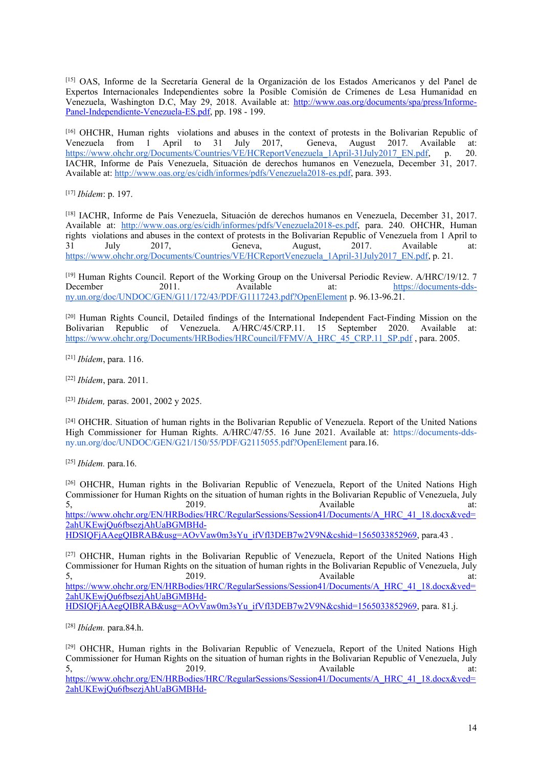[15] OAS, Informe de la Secretaría General de la Organización de los Estados Americanos y del Panel de Expertos Internacionales Independientes sobre la Posible Comisión de Crímenes de Lesa Humanidad en Venezuela, Washington D.C, May 29, 2018. Available at: http://www.oas.org/documents/spa/press/Informe-Panel-Independiente-Venezuela-ES.pdf, pp. 198 - 199.

[16] OHCHR, Human rights violations and abuses in the context of protests in the Bolivarian Republic of Venezuela from 1 April to 31 July 2017, Geneva, August 2017. Available at: https://www.ohchr.org/Documents/Countries/VE/HCReportVenezuela_1April-31July2017_EN.pdf, p. 20. IACHR, Informe de País Venezuela, Situación de derechos humanos en Venezuela, December 31, 2017. Available at: http://www.oas.org/es/cidh/informes/pdfs/Venezuela2018-es.pdf, para. 393.

[17] *Ibídem*: p. 197.

[18] IACHR, Informe de País Venezuela, Situación de derechos humanos en Venezuela, December 31, 2017. Available at: http://www.oas.org/es/cidh/informes/pdfs/Venezuela2018-es.pdf, para. 240. OHCHR, Human rights violations and abuses in the context of protests in the Bolivarian Republic of Venezuela from 1 April to 31 July 2017, Geneva, August, 2017. Available at: https://www.ohchr.org/Documents/Countries/VE/HCReportVenezuela_1April-31July2017_EN.pdf, p. 21.

[19] Human Rights Council. Report of the Working Group on the Universal Periodic Review. A/HRC/19/12. 7 December 2011. Available at: https://documents-dds-ny.un.org/doc/UNDOC/GEN/G11/172/43/PDF/G1117243.pdf?OpenElement p. 96.13-96.21.

[20] Human Rights Council, Detailed findings of the International Independent Fact-Finding Mission on the Bolivarian Republic of Venezuela. A/HRC/45/CRP.11. 15 September 2020. Available at: https://www.ohchr.org/Documents/HRBodies/HRCouncil/FFMV/A_HRC_45_CRP.11_SP.pdf , para. 2005.

[21] *Ibídem*, para. 116.

[22] *Ibídem*, para. 2011.

[23] *Ibidem,* paras. 2001, 2002 y 2025.

[24] OHCHR. Situation of human rights in the Bolivarian Republic of Venezuela. Report of the United Nations High Commissioner for Human Rights. A/HRC/47/55. 16 June 2021. Available at: https://documents-dds-ny.un.org/doc/UNDOC/GEN/G21/150/55/PDF/G2115055.pdf?OpenElement para.16.

[25] *Ibídem.* para.16.

[26] OHCHR, Human rights in the Bolivarian Republic of Venezuela, Report of the United Nations High Commissioner for Human Rights on the situation of human rights in the Bolivarian Republic of Venezuela, July 5, 2019. Available at: https://www.ohchr.org/EN/HRBodies/HRC/RegularSessions/Session41/Documents/A_HRC_41_18.docx&ved=2ahUKEwjQu6fbsezjAhUaBGMBHd-HDSIQFjAAegQIBRAB&usg=AOvVaw0m3sYu_ifVfl3DEB7w2V9N&cshid=1565033852969, para.43 .

[27] OHCHR, Human rights in the Bolivarian Republic of Venezuela, Report of the United Nations High Commissioner for Human Rights on the situation of human rights in the Bolivarian Republic of Venezuela, July 5, 2019. Available at: https://www.ohchr.org/EN/HRBodies/HRC/RegularSessions/Session41/Documents/A_HRC_41_18.docx&ved=2ahUKEwjQu6fbsezjAhUaBGMBHd-HDSIQFjAAegQIBRAB&usg=AOvVaw0m3sYu_ifVfl3DEB7w2V9N&cshid=1565033852969, para. 81.j.

[28] *Ibídem.* para.84.h.

[29] OHCHR, Human rights in the Bolivarian Republic of Venezuela, Report of the United Nations High Commissioner for Human Rights on the situation of human rights in the Bolivarian Republic of Venezuela, July 5, 2019. Available at: https://www.ohchr.org/EN/HRBodies/HRC/RegularSessions/Session41/Documents/A_HRC_41_18.docx&ved=2ahUKEwjQu6fbsezjAhUaBGMBHd-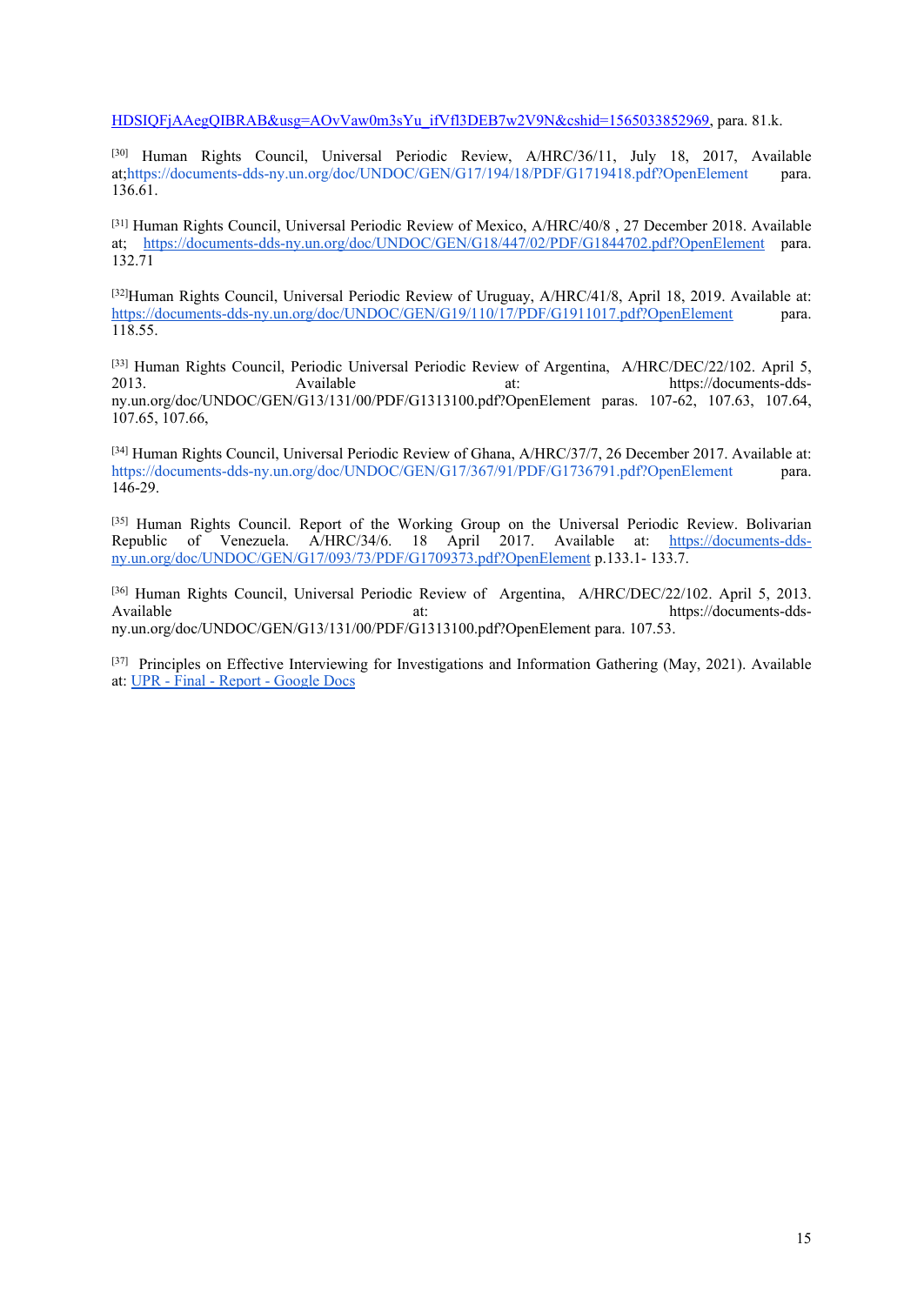HDSIQFjAAegQIBRAB&usg=AOvVaw0m3sYu_ifVfl3DEB7w2V9N&cshid=1565033852969, para. 81.k.

[30] Human Rights Council, Universal Periodic Review, A/HRC/36/11, July 18, 2017, Available at;https://documents-dds-ny.un.org/doc/UNDOC/GEN/G17/194/18/PDF/G1719418.pdf?OpenElement para. 136.61.

[31] Human Rights Council, Universal Periodic Review of Mexico, A/HRC/40/8 , 27 December 2018. Available at; https://documents-dds-ny.un.org/doc/UNDOC/GEN/G18/447/02/PDF/G1844702.pdf?OpenElement para. 132.71

[32]Human Rights Council, Universal Periodic Review of Uruguay, A/HRC/41/8, April 18, 2019. Available at: https://documents-dds-ny.un.org/doc/UNDOC/GEN/G19/110/17/PDF/G1911017.pdf?OpenElement para. 118.55.

[33] Human Rights Council, Periodic Universal Periodic Review of Argentina, A/HRC/DEC/22/102. April 5, 2013. Available at: https://documents-dds-ny.un.org/doc/UNDOC/GEN/G13/131/00/PDF/G1313100.pdf?OpenElement paras. 107-62, 107.63, 107.64, 107.65, 107.66,

[34] Human Rights Council, Universal Periodic Review of Ghana, A/HRC/37/7, 26 December 2017. Available at: https://documents-dds-ny.un.org/doc/UNDOC/GEN/G17/367/91/PDF/G1736791.pdf?OpenElement para. 146-29.

[35] Human Rights Council. Report of the Working Group on the Universal Periodic Review. Bolivarian Republic of Venezuela. A/HRC/34/6. 18 April 2017. Available at: https://documents-dds-ny.un.org/doc/UNDOC/GEN/G17/093/73/PDF/G1709373.pdf?OpenElement p.133.1- 133.7.

[36] Human Rights Council, Universal Periodic Review of Argentina, A/HRC/DEC/22/102. April 5, 2013. Available at: https://documents-dds-ny.un.org/doc/UNDOC/GEN/G13/131/00/PDF/G1313100.pdf?OpenElement para. 107.53.

[37] Principles on Effective Interviewing for Investigations and Information Gathering (May, 2021). Available at: UPR - Final - Report - Google Docs